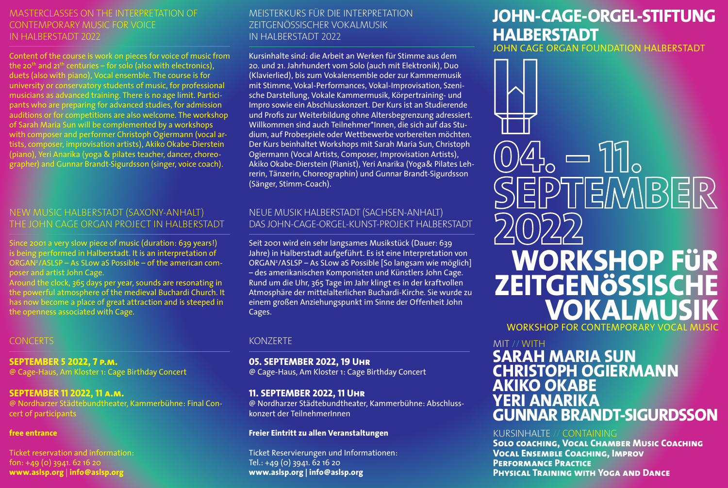# MASTERCLASSES ON THE INTERPRETATION OF CONTEMPORARY MUSIC FOR VOICE IN HALBERSTADT 2022

Content of the course is work on pieces for voice of music from the 20th and 21th centuries – for solo (also with electronics), duets (also with piano), Vocal ensemble. The course is for university or conservatory students of music, for professional musicians as advanced training. There is no age limit. Participants who are preparing for advanced studies, for admission auditions or for competitions are also welcome. The workshop of Sarah Maria Sun will be complemented by a workshops with composer and performer Christoph Ogiermann (vocal artists, composer, improvisation artists), Akiko Okabe-Dierstein (piano), Yeri Anarika (yoga & pilates teacher, dancer, choreographer) and Gunnar Brandt-Sigurdsson (singer, voice coach).

## NEW MUSIC HALBERSTADT (SAXONY-ANHALT) THE JOHN CAGE ORGAN PROJECT IN HALBERSTADT

Since 2001 a very slow piece of music (duration: 639 years!) is being performed in Halberstadt. It is an interpretation of ORGAN²/ASLSP – As SLow aS Possible – of the american composer and artist John Cage.

Around the clock, 365 days per year, sounds are resonating in the powerful atmosphere of the medieval Buchardi Church. It has now become a place of great attraction and is steeped in the openness associated with Cage.

## CONCERTS

**SEPTEMBER 5 2022, 7 P.M.**
@ Cage-Haus, Am Kloster 1: Cage Birthday Concert

**SEPTEMBER 11 2022, 11 A.M.**
@ Nordharzer Städtebundtheater, Kammerbühne: Final Concert of participants

**free entrance**

Ticket reservation and information:
fon: +49 (0) 3941. 62 16 20
**www.aslsp.org** | **info@aslsp.org**

# MEISTERKURS FÜR DIE INTERPRETATION ZEITGENÖSSISCHER VOKALMUSIK IN HALBERSTADT 2022

Kursinhalte sind: die Arbeit an Werken für Stimme aus dem 20. und 21. Jahrhundert vom Solo (auch mit Elektronik), Duo (Klavierlied), bis zum Vokalensemble oder zur Kammermusik mit Stimme, Vokal-Performances, Vokal-Improvisation, Szenische Darstellung, Vokale Kammermusik, Körpertraining- und Impro sowie ein Abschlusskonzert. Der Kurs ist an Studierende und Profis zur Weiterbildung ohne Altersbegrenzung adressiert. Willkommen sind auch Teilnehmer*Innen, die sich auf das Studium, auf Probespiele oder Wettbewerbe vorbereiten möchten. Der Kurs beinhaltet Workshops mit Sarah Maria Sun, Christoph Ogiermann (Vocal Artists, Composer, Improvisation Artists), Akiko Okabe-Dierstein (Pianist), Yeri Anarika (Yoga& Pilates Lehrerin, Tänzerin, Choreographin) und Gunnar Brandt-Sigurdsson (Sänger, Stimm-Coach).

## NEUE MUSIK HALBERSTADT (SACHSEN-ANHALT) DAS JOHN-CAGE-ORGEL-KUNST-PROJEKT HALBERSTADT

Seit 2001 wird ein sehr langsames Musikstück (Dauer: 639 Jahre) in Halberstadt aufgeführt. Es ist eine Interpretation von ORGAN²/ASLSP – As SLow aS Possible [So langsam wie möglich] – des amerikanischen Komponisten und Künstlers John Cage. Rund um die Uhr, 365 Tage im Jahr klingt es in der kraftvollen Atmosphäre der mittelalterlichen Buchardi-Kirche. Sie wurde zu einem großen Anziehungspunkt im Sinne der Offenheit John Cages.

## KONZERTE

**05. SEPTEMBER 2022, 19 UHR**
@ Cage-Haus, Am Kloster 1: Cage Birthday Concert

**11. SEPTEMBER 2022, 11 UHR**
@ Nordharzer Städtebundtheater, Kammerbühne: Abschlusskonzert der TeilnehmerInnen

**Freier Eintritt zu allen Veranstaltungen**

Ticket Reservierungen und Informationen:
Tel.: +49 (0) 3941. 62 16 20
**www.aslsp.org | info@aslsp.org**

# JOHN-CAGE-ORGEL-STIFTUNG HALBERSTADT

JOHN CAGE ORGAN FOUNDATION HALBERSTADT

# 04. – 11. SEPTEMBER 2022

# WORKSHOP FÜR ZEITGENÖSSISCHE VOKALMUSIK

WORKSHOP FOR CONTEMPORARY VOCAL MUSIC

MIT // WITH

**SARAH MARIA SUN**
**CHRISTOPH OGIERMANN**
**AKIKO OKABE**
**YERI ANARIKA**
**GUNNAR BRANDT-SIGURDSSON**

KURSINHALTE // CONTAINING

**Solo coaching, Vocal Chamber Music Coaching**
**Vocal Ensemble Coaching, Improv**
**Performance Practice**
**Physical Training with Yoga and Dance**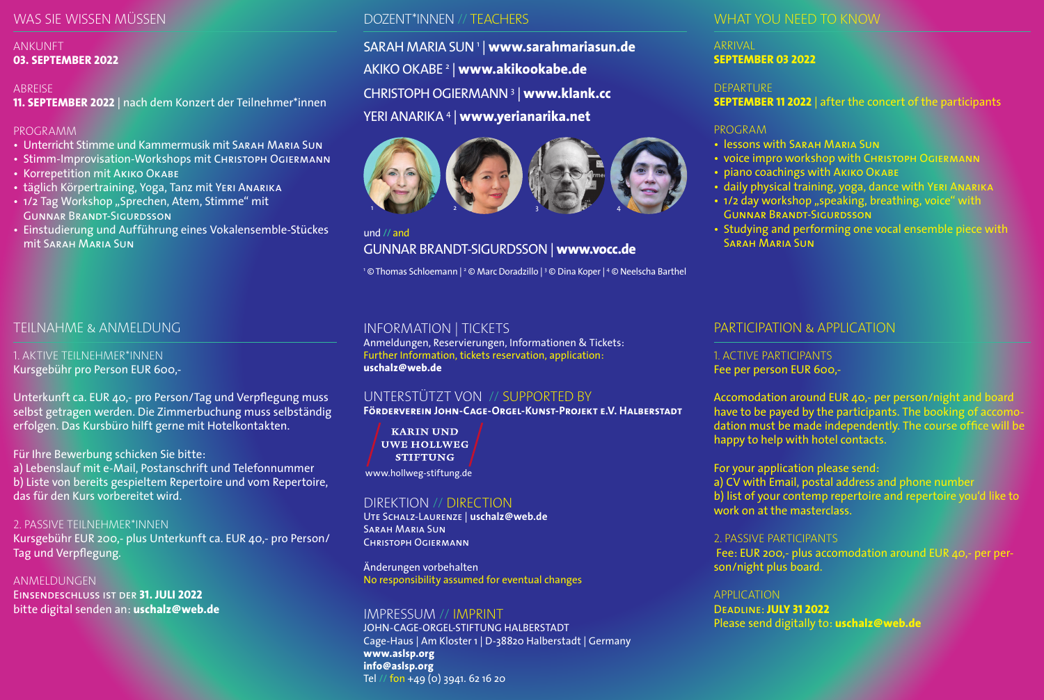## WAS SIE WISSEN MÜSSEN

ANKUNFT
**03. SEPTEMBER 2022**

ABREISE
**11. SEPTEMBER 2022** | nach dem Konzert der Teilnehmer*innen

PROGRAMM

- Unterricht Stimme und Kammermusik mit Sarah Maria Sun
- Stimm-Improvisation-Workshops mit Christoph Ogiermann
- Korrepetition mit Akiko Okabe
- täglich Körpertraining, Yoga, Tanz mit Yeri Anarika
- 1/2 Tag Workshop „Sprechen, Atem, Stimme" mit Gunnar Brandt-Sigurdsson
- Einstudierung und Aufführung eines Vokalensemble-Stückes mit Sarah Maria Sun

## DOZENT*INNEN // TEACHERS

SARAH MARIA SUN [1] | **www.sarahmariasun.de**

AKIKO OKABE [2] | **www.akikookabe.de**

CHRISTOPH OGIERMANN [3] | **www.klank.cc**

YERI ANARIKA [4] | **www.yerianarika.net**

1 2 3 4

und // and

GUNNAR BRANDT-SIGURDSSON | **www.vocc.de**

[1] © Thomas Schloemann | [2] © Marc Doradzillo | [3] © Dina Koper | [4] © Neelscha Barthel

## WHAT YOU NEED TO KNOW

ARRIVAL
**SEPTEMBER 03 2022**

DEPARTURE
**SEPTEMBER 11 2022** | after the concert of the participants

PROGRAM

- lessons with Sarah Maria Sun
- voice impro workshop with Christoph Ogiermann
- piano coachings with Akiko Okabe
- daily physical training, yoga, dance with Yeri Anarika
- 1/2 day workshop „speaking, breathing, voice" with Gunnar Brandt-Sigurdsson
- Studying and performing one vocal ensemble piece with Sarah Maria Sun

## TEILNAHME & ANMELDUNG

1. AKTIVE TEILNEHMER*INNEN
Kursgebühr pro Person EUR 600,-

Unterkunft ca. EUR 40,- pro Person/Tag und Verpflegung muss selbst getragen werden. Die Zimmerbuchung muss selbständig erfolgen. Das Kursbüro hilft gerne mit Hotelkontakten.

Für Ihre Bewerbung schicken Sie bitte:
a) Lebenslauf mit e-Mail, Postanschrift und Telefonnummer
b) Liste von bereits gespieltem Repertoire und vom Repertoire, das für den Kurs vorbereitet wird.

2. PASSIVE TEILNEHMER*INNEN
Kursgebühr EUR 200,- plus Unterkunft ca. EUR 40,- pro Person/Tag und Verpflegung.

ANMELDUNGEN
**Einsendeschluss ist der 31. JULI 2022**
bitte digital senden an: **uschalz@web.de**

## INFORMATION | TICKETS

Anmeldungen, Reservierungen, Informationen & Tickets:
Further Information, tickets reservation, application:
**uschalz@web.de**

## UNTERSTÜTZT VON // SUPPORTED BY

**Förderverein John-Cage-Orgel-Kunst-Projekt e.V. Halberstadt**

KARIN UND UWE HOLLWEG STIFTUNG
www.hollweg-stiftung.de

## DIREKTION // DIRECTION

Ute Schalz-Laurenze | **uschalz@web.de**
Sarah Maria Sun
Christoph Ogiermann

Änderungen vorbehalten
No responsibility assumed for eventual changes

## IMPRESSUM // IMPRINT

JOHN-CAGE-ORGEL-STIFTUNG HALBERSTADT
Cage-Haus | Am Kloster 1 | D-38820 Halberstadt | Germany
**www.aslsp.org**
**info@aslsp.org**
Tel // fon +49 (0) 3941. 62 16 20

## PARTICIPATION & APPLICATION

1. ACTIVE PARTICIPANTS
Fee per person EUR 600,-

Accomodation around EUR 40,- per person/night and board have to be payed by the participants. The booking of accomodation must be made independently. The course office will be happy to help with hotel contacts.

For your application please send:
a) CV with Email, postal address and phone number
b) list of your contemp repertoire and repertoire you'd like to work on at the masterclass.

2. PASSIVE PARTICIPANTS
Fee: EUR 200,- plus accomodation around EUR 40,- per person/night plus board.

APPLICATION
Deadline: **JULY 31 2022**
Please send digitally to: **uschalz@web.de**